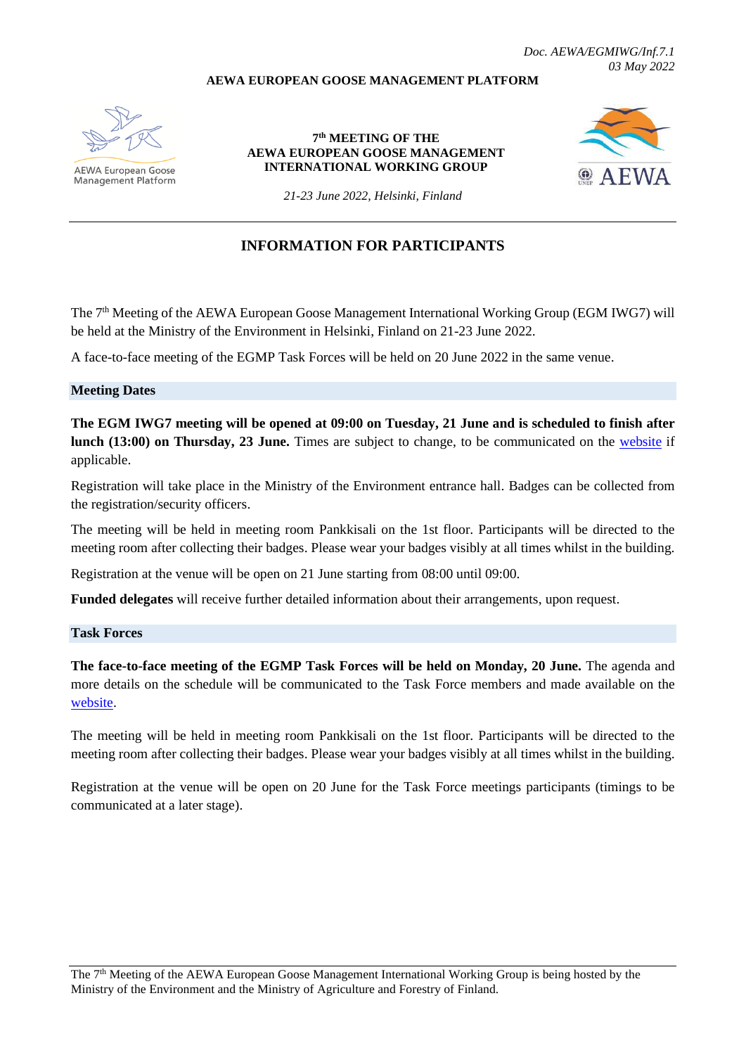*Doc. AEWA/EGMIWG/Inf.7.1*
*03 May 2022*

**AEWA EUROPEAN GOOSE MANAGEMENT PLATFORM**

AEWA European Goose Management Platform

**7th MEETING OF THE AEWA EUROPEAN GOOSE MANAGEMENT INTERNATIONAL WORKING GROUP**

*21-23 June 2022, Helsinki, Finland*

AEWA

---

## INFORMATION FOR PARTICIPANTS

The 7th Meeting of the AEWA European Goose Management International Working Group (EGM IWG7) will be held at the Ministry of the Environment in Helsinki, Finland on 21-23 June 2022.

A face-to-face meeting of the EGMP Task Forces will be held on 20 June 2022 in the same venue.

### Meeting Dates

**The EGM IWG7 meeting will be opened at 09:00 on Tuesday, 21 June and is scheduled to finish after lunch (13:00) on Thursday, 23 June.** Times are subject to change, to be communicated on the website if applicable.

Registration will take place in the Ministry of the Environment entrance hall. Badges can be collected from the registration/security officers.

The meeting will be held in meeting room Pankkisali on the 1st floor. Participants will be directed to the meeting room after collecting their badges. Please wear your badges visibly at all times whilst in the building.

Registration at the venue will be open on 21 June starting from 08:00 until 09:00.

**Funded delegates** will receive further detailed information about their arrangements, upon request.

### Task Forces

**The face-to-face meeting of the EGMP Task Forces will be held on Monday, 20 June.** The agenda and more details on the schedule will be communicated to the Task Force members and made available on the website.

The meeting will be held in meeting room Pankkisali on the 1st floor. Participants will be directed to the meeting room after collecting their badges. Please wear your badges visibly at all times whilst in the building.

Registration at the venue will be open on 20 June for the Task Force meetings participants (timings to be communicated at a later stage).

---

The 7th Meeting of the AEWA European Goose Management International Working Group is being hosted by the Ministry of the Environment and the Ministry of Agriculture and Forestry of Finland.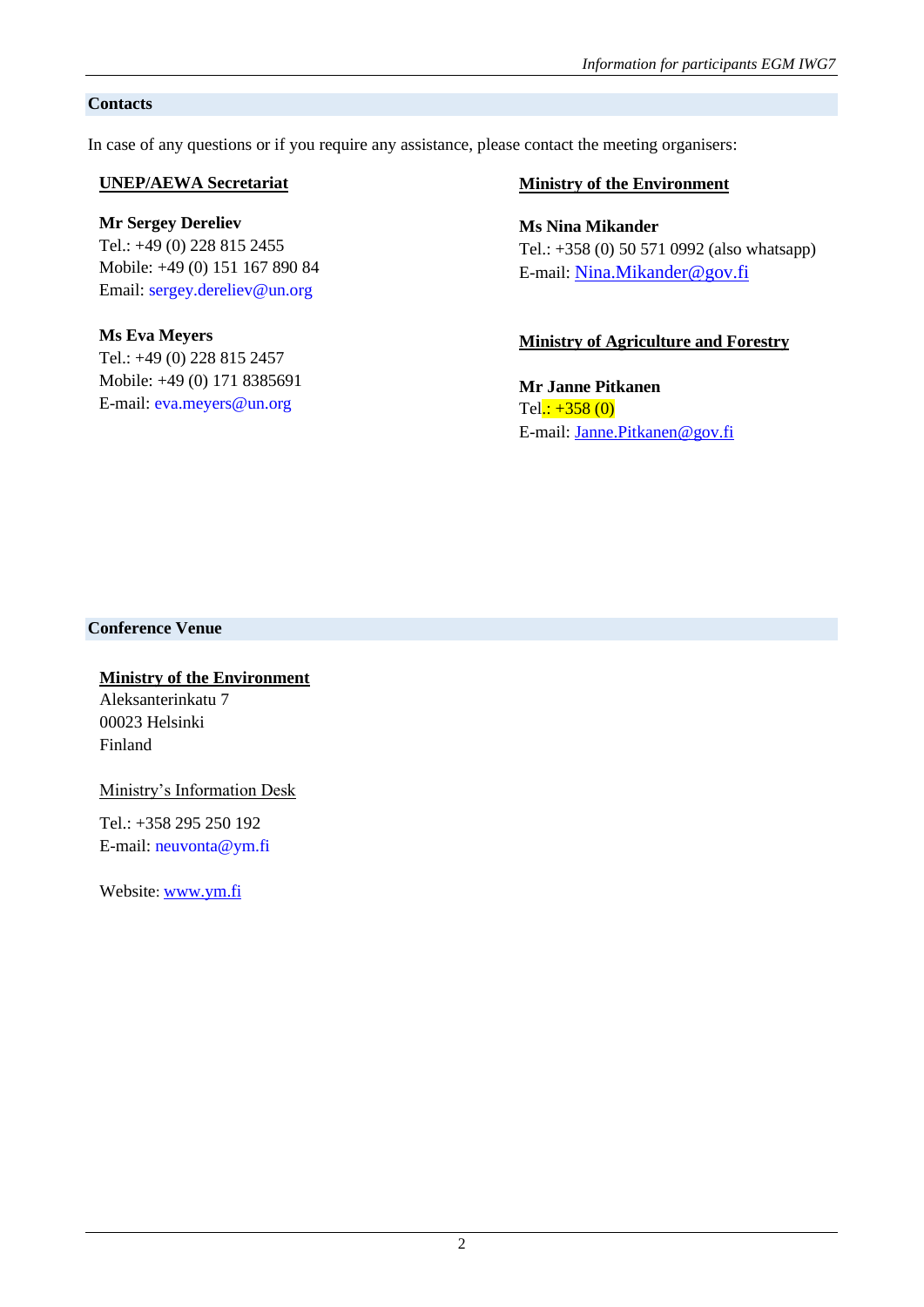## Contacts

In case of any questions or if you require any assistance, please contact the meeting organisers:

**UNEP/AEWA Secretariat**

**Mr Sergey Dereliev**
Tel.: +49 (0) 228 815 2455
Mobile: +49 (0) 151 167 890 84
Email: sergey.dereliev@un.org

**Ms Eva Meyers**
Tel.: +49 (0) 228 815 2457
Mobile: +49 (0) 171 8385691
E-mail: eva.meyers@un.org

**Ministry of the Environment**

**Ms Nina Mikander**
Tel.: +358 (0) 50 571 0992 (also whatsapp)
E-mail: Nina.Mikander@gov.fi

**Ministry of Agriculture and Forestry**

**Mr Janne Pitkanen**
Tel.: +358 (0)
E-mail: Janne.Pitkanen@gov.fi

## Conference Venue

**Ministry of the Environment**
Aleksanterinkatu 7
00023 Helsinki
Finland

Ministry's Information Desk

Tel.: +358 295 250 192
E-mail: neuvonta@ym.fi

Website: www.ym.fi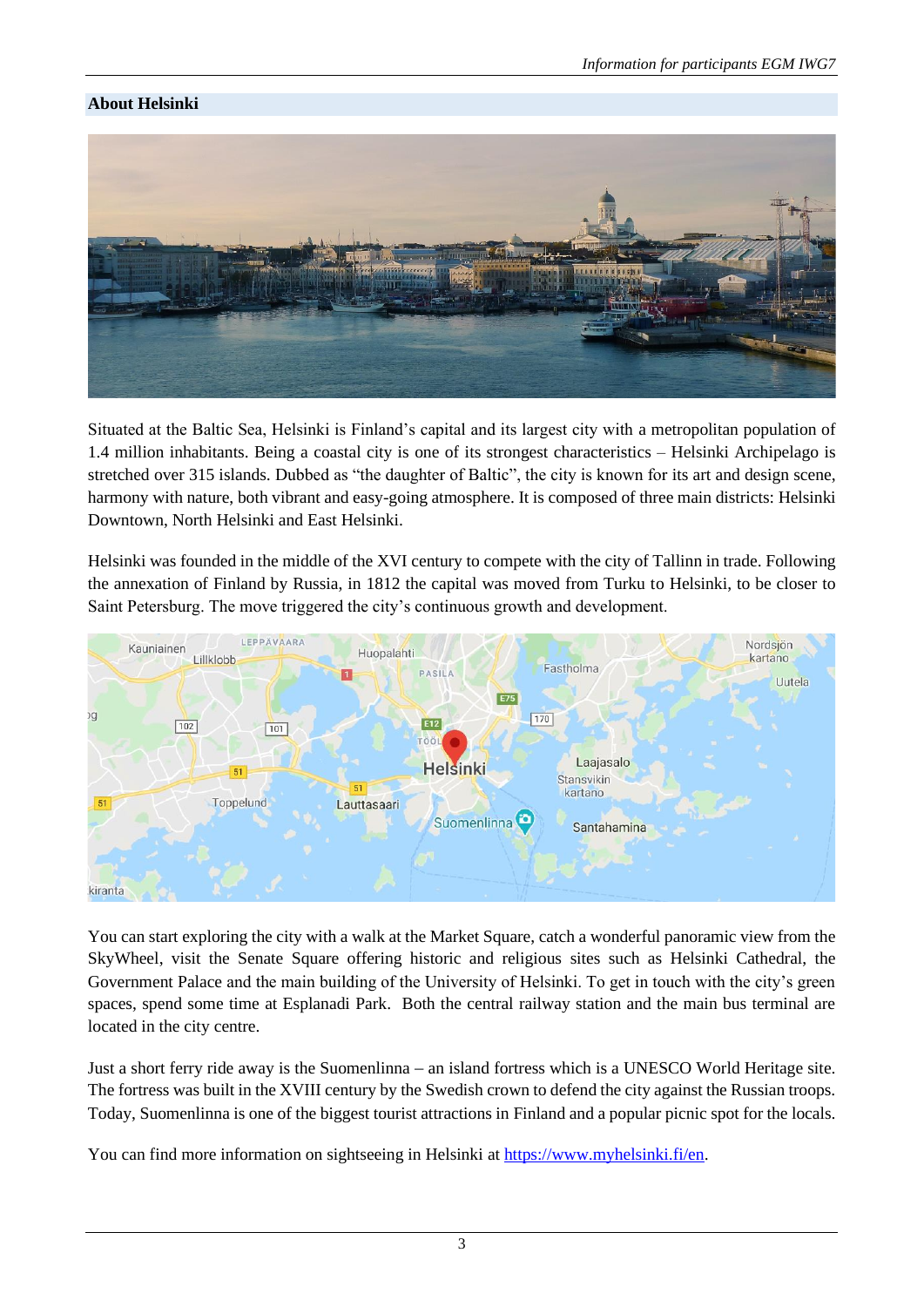## About Helsinki

Situated at the Baltic Sea, Helsinki is Finland's capital and its largest city with a metropolitan population of 1.4 million inhabitants. Being a coastal city is one of its strongest characteristics – Helsinki Archipelago is stretched over 315 islands. Dubbed as "the daughter of Baltic", the city is known for its art and design scene, harmony with nature, both vibrant and easy-going atmosphere. It is composed of three main districts: Helsinki Downtown, North Helsinki and East Helsinki.

Helsinki was founded in the middle of the XVI century to compete with the city of Tallinn in trade. Following the annexation of Finland by Russia, in 1812 the capital was moved from Turku to Helsinki, to be closer to Saint Petersburg. The move triggered the city's continuous growth and development.

You can start exploring the city with a walk at the Market Square, catch a wonderful panoramic view from the SkyWheel, visit the Senate Square offering historic and religious sites such as Helsinki Cathedral, the Government Palace and the main building of the University of Helsinki. To get in touch with the city's green spaces, spend some time at Esplanadi Park. Both the central railway station and the main bus terminal are located in the city centre.

Just a short ferry ride away is the Suomenlinna – an island fortress which is a UNESCO World Heritage site. The fortress was built in the XVIII century by the Swedish crown to defend the city against the Russian troops. Today, Suomenlinna is one of the biggest tourist attractions in Finland and a popular picnic spot for the locals.

You can find more information on sightseeing in Helsinki at [https://www.myhelsinki.fi/en](https://www.myhelsinki.fi/en).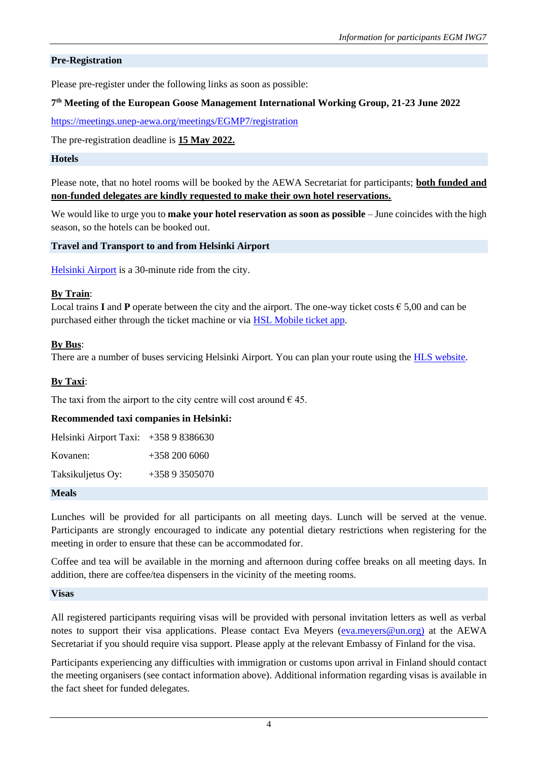## Pre-Registration

Please pre-register under the following links as soon as possible:

**7th Meeting of the European Goose Management International Working Group, 21-23 June 2022**

https://meetings.unep-aewa.org/meetings/EGMP7/registration

The pre-registration deadline is **15 May 2022.**

## Hotels

Please note, that no hotel rooms will be booked by the AEWA Secretariat for participants; **both funded and non-funded delegates are kindly requested to make their own hotel reservations.**

We would like to urge you to **make your hotel reservation as soon as possible** – June coincides with the high season, so the hotels can be booked out.

## Travel and Transport to and from Helsinki Airport

Helsinki Airport is a 30-minute ride from the city.

**By Train**:
Local trains **I** and **P** operate between the city and the airport. The one-way ticket costs € 5,00 and can be purchased either through the ticket machine or via HSL Mobile ticket app.

**By Bus**:
There are a number of buses servicing Helsinki Airport. You can plan your route using the HLS website.

**By Taxi**:

The taxi from the airport to the city centre will cost around € 45.

**Recommended taxi companies in Helsinki:**

| | |
|---|---|
| Helsinki Airport Taxi: | +358 9 8386630 |
| Kovanen: | +358 200 6060 |
| Taksikuljetus Oy: | +358 9 3505070 |

## Meals

Lunches will be provided for all participants on all meeting days. Lunch will be served at the venue. Participants are strongly encouraged to indicate any potential dietary restrictions when registering for the meeting in order to ensure that these can be accommodated for.

Coffee and tea will be available in the morning and afternoon during coffee breaks on all meeting days. In addition, there are coffee/tea dispensers in the vicinity of the meeting rooms.

## Visas

All registered participants requiring visas will be provided with personal invitation letters as well as verbal notes to support their visa applications. Please contact Eva Meyers (eva.meyers@un.org) at the AEWA Secretariat if you should require visa support. Please apply at the relevant Embassy of Finland for the visa.

Participants experiencing any difficulties with immigration or customs upon arrival in Finland should contact the meeting organisers (see contact information above). Additional information regarding visas is available in the fact sheet for funded delegates.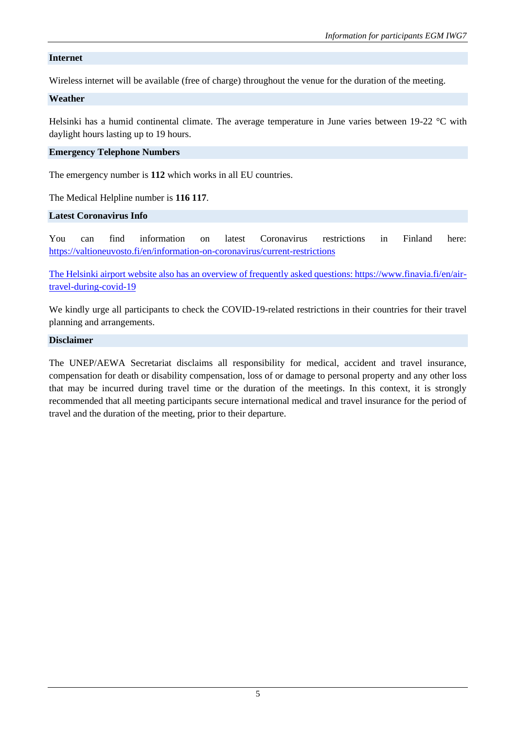## Internet

Wireless internet will be available (free of charge) throughout the venue for the duration of the meeting.

## Weather

Helsinki has a humid continental climate. The average temperature in June varies between 19-22 °C with daylight hours lasting up to 19 hours.

## Emergency Telephone Numbers

The emergency number is **112** which works in all EU countries.

The Medical Helpline number is **116 117**.

## Latest Coronavirus Info

You can find information on latest Coronavirus restrictions in Finland here: https://valtioneuvosto.fi/en/information-on-coronavirus/current-restrictions

The Helsinki airport website also has an overview of frequently asked questions: https://www.finavia.fi/en/air-travel-during-covid-19

We kindly urge all participants to check the COVID-19-related restrictions in their countries for their travel planning and arrangements.

## Disclaimer

The UNEP/AEWA Secretariat disclaims all responsibility for medical, accident and travel insurance, compensation for death or disability compensation, loss of or damage to personal property and any other loss that may be incurred during travel time or the duration of the meetings. In this context, it is strongly recommended that all meeting participants secure international medical and travel insurance for the period of travel and the duration of the meeting, prior to their departure.